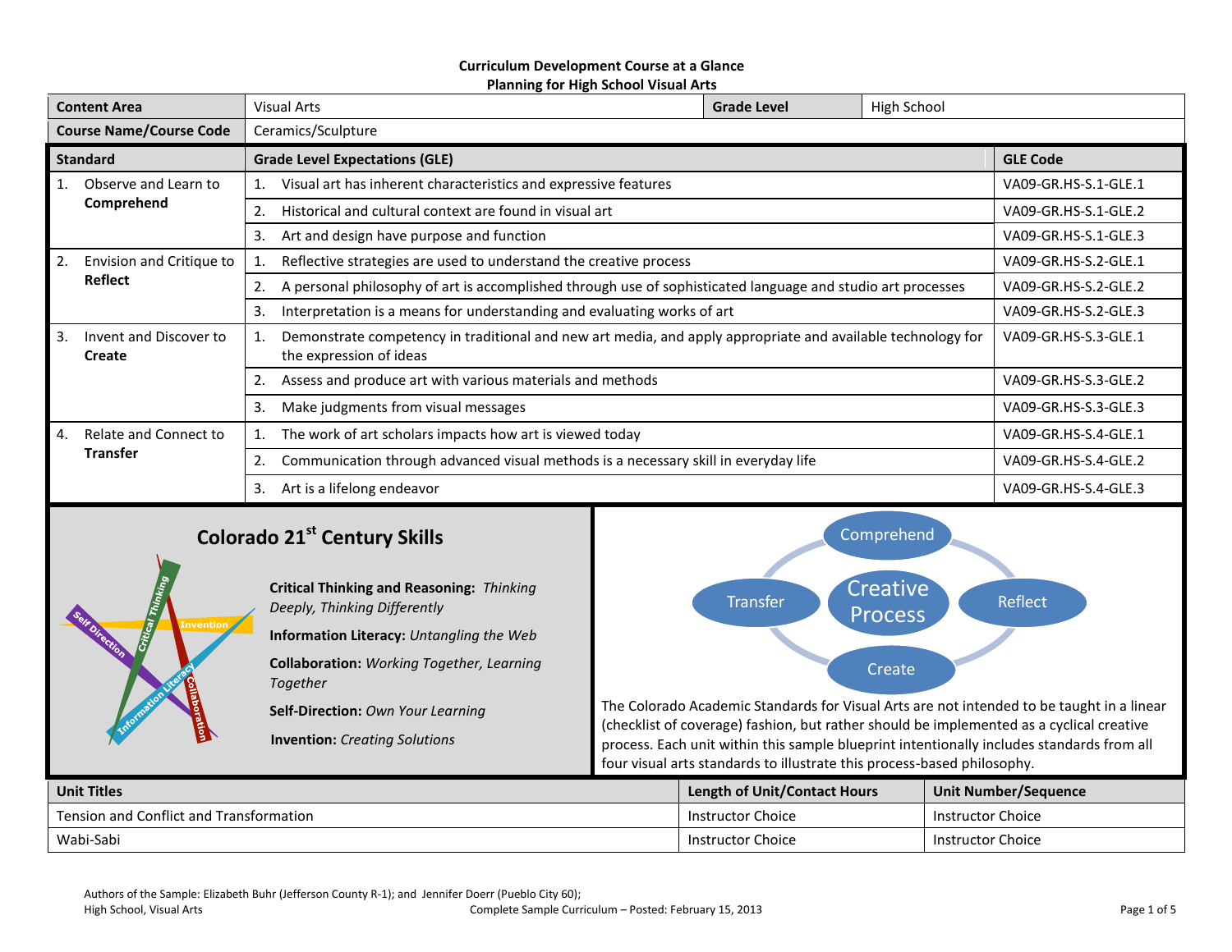**Curriculum Development Course at a Glance**
**Planning for High School Visual Arts**

| Content Area | Visual Arts | Grade Level | High School |
|---|---|---|---|
| **Course Name/Course Code** | Ceramics/Sculpture | | |

| Standard | Grade Level Expectations (GLE) | GLE Code |
|---|---|---|
| 1. Observe and Learn to **Comprehend** | 1. Visual art has inherent characteristics and expressive features | VA09-GR.HS-S.1-GLE.1 |
| | 2. Historical and cultural context are found in visual art | VA09-GR.HS-S.1-GLE.2 |
| | 3. Art and design have purpose and function | VA09-GR.HS-S.1-GLE.3 |
| 2. Envision and Critique to **Reflect** | 1. Reflective strategies are used to understand the creative process | VA09-GR.HS-S.2-GLE.1 |
| | 2. A personal philosophy of art is accomplished through use of sophisticated language and studio art processes | VA09-GR.HS-S.2-GLE.2 |
| | 3. Interpretation is a means for understanding and evaluating works of art | VA09-GR.HS-S.2-GLE.3 |
| 3. Invent and Discover to **Create** | 1. Demonstrate competency in traditional and new art media, and apply appropriate and available technology for the expression of ideas | VA09-GR.HS-S.3-GLE.1 |
| | 2. Assess and produce art with various materials and methods | VA09-GR.HS-S.3-GLE.2 |
| | 3. Make judgments from visual messages | VA09-GR.HS-S.3-GLE.3 |
| 4. Relate and Connect to **Transfer** | 1. The work of art scholars impacts how art is viewed today | VA09-GR.HS-S.4-GLE.1 |
| | 2. Communication through advanced visual methods is a necessary skill in everyday life | VA09-GR.HS-S.4-GLE.2 |
| | 3. Art is a lifelong endeavor | VA09-GR.HS-S.4-GLE.3 |

## Colorado 21st Century Skills

**Critical Thinking and Reasoning:** *Thinking Deeply, Thinking Differently*

**Information Literacy:** *Untangling the Web*

**Collaboration:** *Working Together, Learning Together*

**Self-Direction:** *Own Your Learning*

**Invention:** *Creating Solutions*

Creative Process: Comprehend – Reflect – Create – Transfer

The Colorado Academic Standards for Visual Arts are not intended to be taught in a linear (checklist of coverage) fashion, but rather should be implemented as a cyclical creative process. Each unit within this sample blueprint intentionally includes standards from all four visual arts standards to illustrate this process-based philosophy.

| Unit Titles | Length of Unit/Contact Hours | Unit Number/Sequence |
|---|---|---|
| Tension and Conflict and Transformation | Instructor Choice | Instructor Choice |
| Wabi-Sabi | Instructor Choice | Instructor Choice |

Authors of the Sample: Elizabeth Buhr (Jefferson County R-1); and Jennifer Doerr (Pueblo City 60);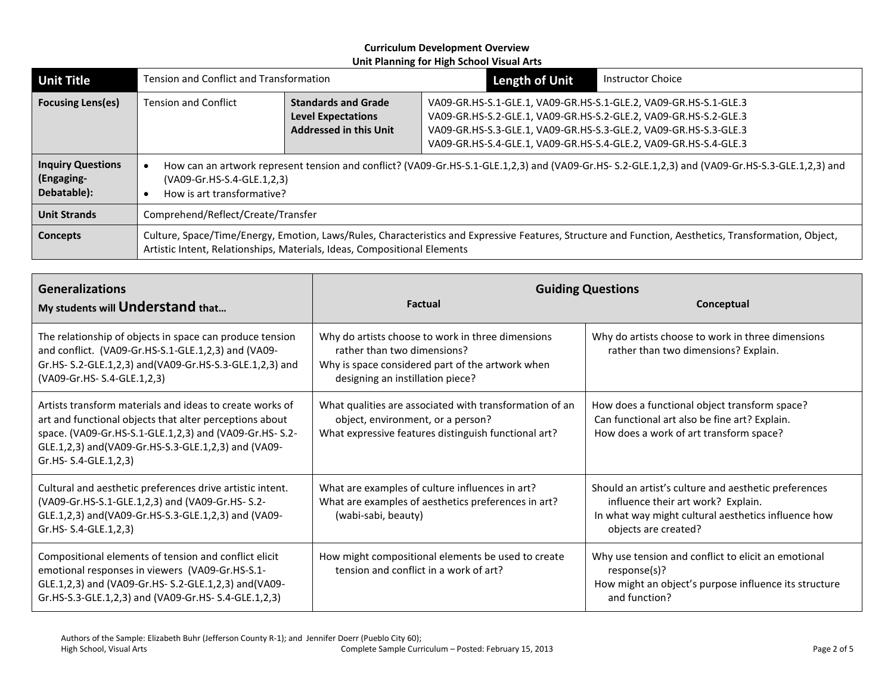**Curriculum Development Overview**
**Unit Planning for High School Visual Arts**

| **Unit Title** | Tension and Conflict and Transformation | | **Length of Unit** | Instructor Choice |
|---|---|---|---|---|
| **Focusing Lens(es)** | Tension and Conflict | **Standards and Grade Level Expectations Addressed in this Unit** | VA09-GR.HS-S.1-GLE.1, VA09-GR.HS-S.1-GLE.2, VA09-GR.HS-S.1-GLE.3<br>VA09-GR.HS-S.2-GLE.1, VA09-GR.HS-S.2-GLE.2, VA09-GR.HS-S.2-GLE.3<br>VA09-GR.HS-S.3-GLE.1, VA09-GR.HS-S.3-GLE.2, VA09-GR.HS-S.3-GLE.3<br>VA09-GR.HS-S.4-GLE.1, VA09-GR.HS-S.4-GLE.2, VA09-GR.HS-S.4-GLE.3 | |
| **Inquiry Questions (Engaging-Debatable):** | • How can an artwork represent tension and conflict? (VA09-Gr.HS-S.1-GLE.1,2,3) and (VA09-Gr.HS- S.2-GLE.1,2,3) and (VA09-Gr.HS-S.3-GLE.1,2,3) and (VA09-Gr.HS-S.4-GLE.1,2,3)<br>• How is art transformative? | | | |
| **Unit Strands** | Comprehend/Reflect/Create/Transfer | | | |
| **Concepts** | Culture, Space/Time/Energy, Emotion, Laws/Rules, Characteristics and Expressive Features, Structure and Function, Aesthetics, Transformation, Object, Artistic Intent, Relationships, Materials, Ideas, Compositional Elements | | | |

| **Generalizations**<br>**My students will Understand that…** | **Guiding Questions**<br>**Factual** | **Conceptual** |
|---|---|---|
| The relationship of objects in space can produce tension and conflict. (VA09-Gr.HS-S.1-GLE.1,2,3) and (VA09-Gr.HS- S.2-GLE.1,2,3) and(VA09-Gr.HS-S.3-GLE.1,2,3) and (VA09-Gr.HS- S.4-GLE.1,2,3) | Why do artists choose to work in three dimensions rather than two dimensions?<br>Why is space considered part of the artwork when designing an instillation piece? | Why do artists choose to work in three dimensions rather than two dimensions? Explain. |
| Artists transform materials and ideas to create works of art and functional objects that alter perceptions about space. (VA09-Gr.HS-S.1-GLE.1,2,3) and (VA09-Gr.HS- S.2-GLE.1,2,3) and(VA09-Gr.HS-S.3-GLE.1,2,3) and (VA09-Gr.HS- S.4-GLE.1,2,3) | What qualities are associated with transformation of an object, environment, or a person?<br>What expressive features distinguish functional art? | How does a functional object transform space?<br>Can functional art also be fine art? Explain.<br>How does a work of art transform space? |
| Cultural and aesthetic preferences drive artistic intent. (VA09-Gr.HS-S.1-GLE.1,2,3) and (VA09-Gr.HS- S.2-GLE.1,2,3) and(VA09-Gr.HS-S.3-GLE.1,2,3) and (VA09-Gr.HS- S.4-GLE.1,2,3) | What are examples of culture influences in art?<br>What are examples of aesthetics preferences in art? (wabi-sabi, beauty) | Should an artist's culture and aesthetic preferences influence their art work? Explain.<br>In what way might cultural aesthetics influence how objects are created? |
| Compositional elements of tension and conflict elicit emotional responses in viewers (VA09-Gr.HS-S.1-GLE.1,2,3) and (VA09-Gr.HS- S.2-GLE.1,2,3) and(VA09-Gr.HS-S.3-GLE.1,2,3) and (VA09-Gr.HS- S.4-GLE.1,2,3) | How might compositional elements be used to create tension and conflict in a work of art? | Why use tension and conflict to elicit an emotional response(s)?<br>How might an object's purpose influence its structure and function? |

Authors of the Sample: Elizabeth Buhr (Jefferson County R-1); and Jennifer Doerr (Pueblo City 60);
High School, Visual Arts
Complete Sample Curriculum – Posted: February 15, 2013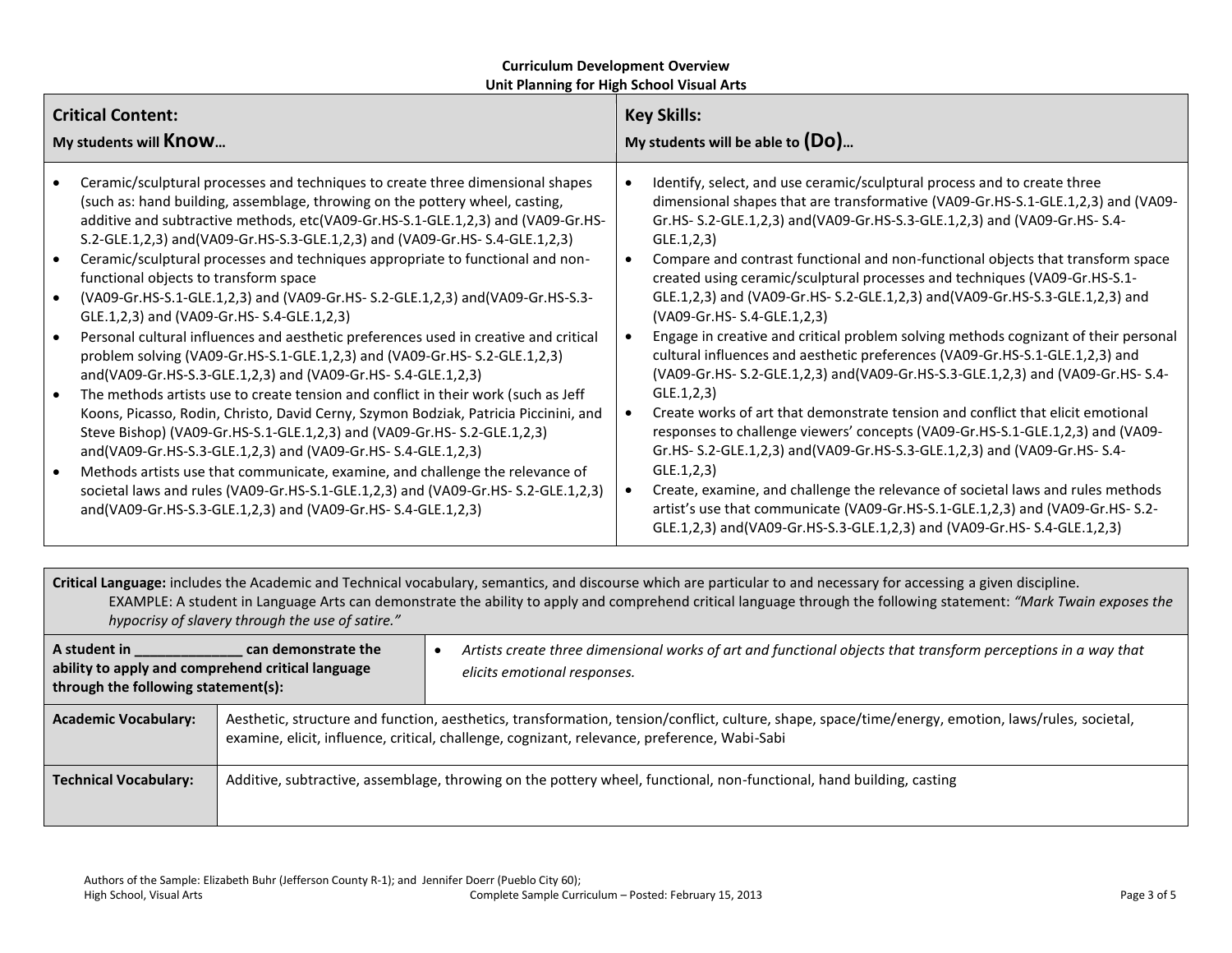**Curriculum Development Overview**
**Unit Planning for High School Visual Arts**

| **Critical Content:** My students will **Know…** | **Key Skills:** My students will be able to **(Do)…** |
|---|---|
| • Ceramic/sculptural processes and techniques to create three dimensional shapes (such as: hand building, assemblage, throwing on the pottery wheel, casting, additive and subtractive methods, etc(VA09-Gr.HS-S.1-GLE.1,2,3) and (VA09-Gr.HS-S.2-GLE.1,2,3) and(VA09-Gr.HS-S.3-GLE.1,2,3) and (VA09-Gr.HS- S.4-GLE.1,2,3)<br>• Ceramic/sculptural processes and techniques appropriate to functional and non-functional objects to transform space<br>• (VA09-Gr.HS-S.1-GLE.1,2,3) and (VA09-Gr.HS- S.2-GLE.1,2,3) and(VA09-Gr.HS-S.3-GLE.1,2,3) and (VA09-Gr.HS- S.4-GLE.1,2,3)<br>• Personal cultural influences and aesthetic preferences used in creative and critical problem solving (VA09-Gr.HS-S.1-GLE.1,2,3) and (VA09-Gr.HS- S.2-GLE.1,2,3) and(VA09-Gr.HS-S.3-GLE.1,2,3) and (VA09-Gr.HS- S.4-GLE.1,2,3)<br>• The methods artists use to create tension and conflict in their work (such as Jeff Koons, Picasso, Rodin, Christo, David Cerny, Szymon Bodziak, Patricia Piccinini, and Steve Bishop) (VA09-Gr.HS-S.1-GLE.1,2,3) and (VA09-Gr.HS- S.2-GLE.1,2,3) and(VA09-Gr.HS-S.3-GLE.1,2,3) and (VA09-Gr.HS- S.4-GLE.1,2,3)<br>• Methods artists use that communicate, examine, and challenge the relevance of societal laws and rules (VA09-Gr.HS-S.1-GLE.1,2,3) and (VA09-Gr.HS- S.2-GLE.1,2,3) and(VA09-Gr.HS-S.3-GLE.1,2,3) and (VA09-Gr.HS- S.4-GLE.1,2,3) | • Identify, select, and use ceramic/sculptural process and to create three dimensional shapes that are transformative (VA09-Gr.HS-S.1-GLE.1,2,3) and (VA09-Gr.HS- S.2-GLE.1,2,3) and(VA09-Gr.HS-S.3-GLE.1,2,3) and (VA09-Gr.HS- S.4-GLE.1,2,3)<br>• Compare and contrast functional and non-functional objects that transform space created using ceramic/sculptural processes and techniques (VA09-Gr.HS-S.1-GLE.1,2,3) and (VA09-Gr.HS- S.2-GLE.1,2,3) and(VA09-Gr.HS-S.3-GLE.1,2,3) and (VA09-Gr.HS- S.4-GLE.1,2,3)<br>• Engage in creative and critical problem solving methods cognizant of their personal cultural influences and aesthetic preferences (VA09-Gr.HS-S.1-GLE.1,2,3) and (VA09-Gr.HS- S.2-GLE.1,2,3) and(VA09-Gr.HS-S.3-GLE.1,2,3) and (VA09-Gr.HS- S.4-GLE.1,2,3)<br>• Create works of art that demonstrate tension and conflict that elicit emotional responses to challenge viewers' concepts (VA09-Gr.HS-S.1-GLE.1,2,3) and (VA09-Gr.HS- S.2-GLE.1,2,3) and(VA09-Gr.HS-S.3-GLE.1,2,3) and (VA09-Gr.HS- S.4-GLE.1,2,3)<br>• Create, examine, and challenge the relevance of societal laws and rules methods artist's use that communicate (VA09-Gr.HS-S.1-GLE.1,2,3) and (VA09-Gr.HS- S.2-GLE.1,2,3) and(VA09-Gr.HS-S.3-GLE.1,2,3) and (VA09-Gr.HS- S.4-GLE.1,2,3) |

**Critical Language:** includes the Academic and Technical vocabulary, semantics, and discourse which are particular to and necessary for accessing a given discipline.
EXAMPLE: A student in Language Arts can demonstrate the ability to apply and comprehend critical language through the following statement: *"Mark Twain exposes the hypocrisy of slavery through the use of satire."*

| **A student in \_\_\_\_\_\_\_\_\_\_\_\_\_\_ can demonstrate the ability to apply and comprehend critical language through the following statement(s):** | • *Artists create three dimensional works of art and functional objects that transform perceptions in a way that elicits emotional responses.* |
|---|---|
| **Academic Vocabulary:** | Aesthetic, structure and function, aesthetics, transformation, tension/conflict, culture, shape, space/time/energy, emotion, laws/rules, societal, examine, elicit, influence, critical, challenge, cognizant, relevance, preference, Wabi-Sabi |
| **Technical Vocabulary:** | Additive, subtractive, assemblage, throwing on the pottery wheel, functional, non-functional, hand building, casting |

Authors of the Sample: Elizabeth Buhr (Jefferson County R-1); and Jennifer Doerr (Pueblo City 60);
High School, Visual Arts — Complete Sample Curriculum – Posted: February 15, 2013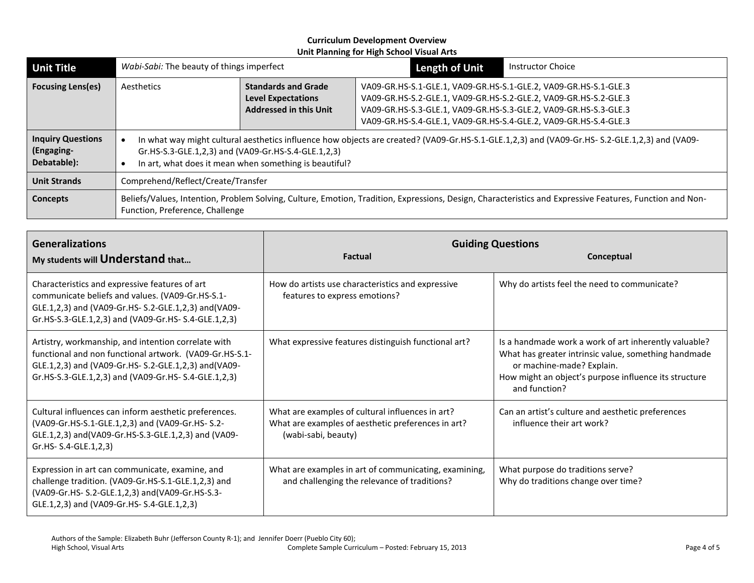**Curriculum Development Overview**
**Unit Planning for High School Visual Arts**

| **Unit Title** | *Wabi-Sabi:* The beauty of things imperfect | | **Length of Unit** | Instructor Choice |
|---|---|---|---|---|
| **Focusing Lens(es)** | Aesthetics | **Standards and Grade Level Expectations Addressed in this Unit** | VA09-GR.HS-S.1-GLE.1, VA09-GR.HS-S.1-GLE.2, VA09-GR.HS-S.1-GLE.3<br>VA09-GR.HS-S.2-GLE.1, VA09-GR.HS-S.2-GLE.2, VA09-GR.HS-S.2-GLE.3<br>VA09-GR.HS-S.3-GLE.1, VA09-GR.HS-S.3-GLE.2, VA09-GR.HS-S.3-GLE.3<br>VA09-GR.HS-S.4-GLE.1, VA09-GR.HS-S.4-GLE.2, VA09-GR.HS-S.4-GLE.3 | |
| **Inquiry Questions (Engaging-Debatable):** | • In what way might cultural aesthetics influence how objects are created? (VA09-Gr.HS-S.1-GLE.1,2,3) and (VA09-Gr.HS- S.2-GLE.1,2,3) and (VA09-Gr.HS-S.3-GLE.1,2,3) and (VA09-Gr.HS-S.4-GLE.1,2,3)<br>• In art, what does it mean when something is beautiful? | | | |
| **Unit Strands** | Comprehend/Reflect/Create/Transfer | | | |
| **Concepts** | Beliefs/Values, Intention, Problem Solving, Culture, Emotion, Tradition, Expressions, Design, Characteristics and Expressive Features, Function and Non-Function, Preference, Challenge | | | |

| **Generalizations**<br>**My students will Understand that…** | **Guiding Questions**<br>**Factual** | **Conceptual** |
|---|---|---|
| Characteristics and expressive features of art communicate beliefs and values. (VA09-Gr.HS-S.1-GLE.1,2,3) and (VA09-Gr.HS- S.2-GLE.1,2,3) and(VA09-Gr.HS-S.3-GLE.1,2,3) and (VA09-Gr.HS- S.4-GLE.1,2,3) | How do artists use characteristics and expressive features to express emotions? | Why do artists feel the need to communicate? |
| Artistry, workmanship, and intention correlate with functional and non functional artwork. (VA09-Gr.HS-S.1-GLE.1,2,3) and (VA09-Gr.HS- S.2-GLE.1,2,3) and(VA09-Gr.HS-S.3-GLE.1,2,3) and (VA09-Gr.HS- S.4-GLE.1,2,3) | What expressive features distinguish functional art? | Is a handmade work a work of art inherently valuable?<br>What has greater intrinsic value, something handmade or machine-made? Explain.<br>How might an object's purpose influence its structure and function? |
| Cultural influences can inform aesthetic preferences. (VA09-Gr.HS-S.1-GLE.1,2,3) and (VA09-Gr.HS- S.2-GLE.1,2,3) and(VA09-Gr.HS-S.3-GLE.1,2,3) and (VA09-Gr.HS- S.4-GLE.1,2,3) | What are examples of cultural influences in art?<br>What are examples of aesthetic preferences in art? (wabi-sabi, beauty) | Can an artist's culture and aesthetic preferences influence their art work? |
| Expression in art can communicate, examine, and challenge tradition. (VA09-Gr.HS-S.1-GLE.1,2,3) and (VA09-Gr.HS- S.2-GLE.1,2,3) and(VA09-Gr.HS-S.3-GLE.1,2,3) and (VA09-Gr.HS- S.4-GLE.1,2,3) | What are examples in art of communicating, examining, and challenging the relevance of traditions? | What purpose do traditions serve?<br>Why do traditions change over time? |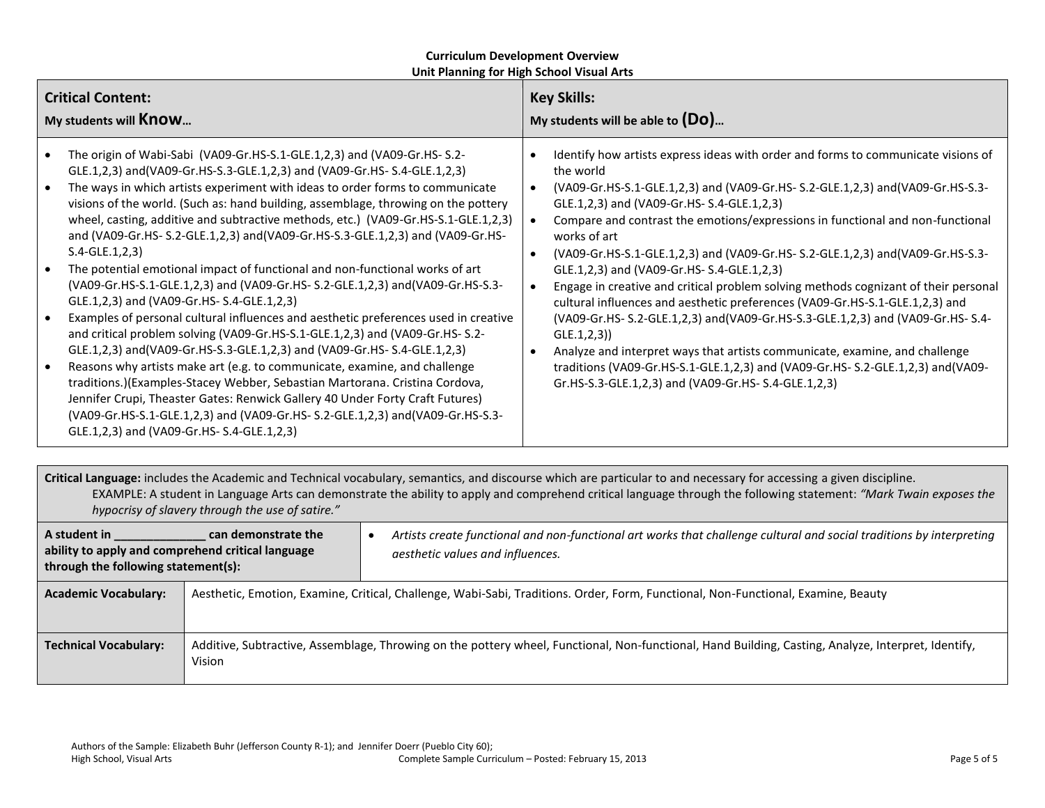**Curriculum Development Overview**
**Unit Planning for High School Visual Arts**

| **Critical Content:** My students will **Know**… | **Key Skills:** My students will be able to **(Do)**… |
|---|---|
| • The origin of Wabi-Sabi (VA09-Gr.HS-S.1-GLE.1,2,3) and (VA09-Gr.HS- S.2-GLE.1,2,3) and(VA09-Gr.HS-S.3-GLE.1,2,3) and (VA09-Gr.HS- S.4-GLE.1,2,3)<br>• The ways in which artists experiment with ideas to order forms to communicate visions of the world. (Such as: hand building, assemblage, throwing on the pottery wheel, casting, additive and subtractive methods, etc.) (VA09-Gr.HS-S.1-GLE.1,2,3) and (VA09-Gr.HS- S.2-GLE.1,2,3) and(VA09-Gr.HS-S.3-GLE.1,2,3) and (VA09-Gr.HS-S.4-GLE.1,2,3)<br>• The potential emotional impact of functional and non-functional works of art (VA09-Gr.HS-S.1-GLE.1,2,3) and (VA09-Gr.HS- S.2-GLE.1,2,3) and(VA09-Gr.HS-S.3-GLE.1,2,3) and (VA09-Gr.HS- S.4-GLE.1,2,3)<br>• Examples of personal cultural influences and aesthetic preferences used in creative and critical problem solving (VA09-Gr.HS-S.1-GLE.1,2,3) and (VA09-Gr.HS- S.2-GLE.1,2,3) and(VA09-Gr.HS-S.3-GLE.1,2,3) and (VA09-Gr.HS- S.4-GLE.1,2,3)<br>• Reasons why artists make art (e.g. to communicate, examine, and challenge traditions.)(Examples-Stacey Webber, Sebastian Martorana. Cristina Cordova, Jennifer Crupi, Theaster Gates: Renwick Gallery 40 Under Forty Craft Futures) (VA09-Gr.HS-S.1-GLE.1,2,3) and (VA09-Gr.HS- S.2-GLE.1,2,3) and(VA09-Gr.HS-S.3-GLE.1,2,3) and (VA09-Gr.HS- S.4-GLE.1,2,3) | • Identify how artists express ideas with order and forms to communicate visions of the world<br>• (VA09-Gr.HS-S.1-GLE.1,2,3) and (VA09-Gr.HS- S.2-GLE.1,2,3) and(VA09-Gr.HS-S.3-GLE.1,2,3) and (VA09-Gr.HS- S.4-GLE.1,2,3)<br>• Compare and contrast the emotions/expressions in functional and non-functional works of art<br>• (VA09-Gr.HS-S.1-GLE.1,2,3) and (VA09-Gr.HS- S.2-GLE.1,2,3) and(VA09-Gr.HS-S.3-GLE.1,2,3) and (VA09-Gr.HS- S.4-GLE.1,2,3)<br>• Engage in creative and critical problem solving methods cognizant of their personal cultural influences and aesthetic preferences (VA09-Gr.HS-S.1-GLE.1,2,3) and (VA09-Gr.HS- S.2-GLE.1,2,3) and(VA09-Gr.HS-S.3-GLE.1,2,3) and (VA09-Gr.HS- S.4-GLE.1,2,3))<br>• Analyze and interpret ways that artists communicate, examine, and challenge traditions (VA09-Gr.HS-S.1-GLE.1,2,3) and (VA09-Gr.HS- S.2-GLE.1,2,3) and(VA09-Gr.HS-S.3-GLE.1,2,3) and (VA09-Gr.HS- S.4-GLE.1,2,3) |

**Critical Language:** includes the Academic and Technical vocabulary, semantics, and discourse which are particular to and necessary for accessing a given discipline.
EXAMPLE: A student in Language Arts can demonstrate the ability to apply and comprehend critical language through the following statement: *"Mark Twain exposes the hypocrisy of slavery through the use of satire."*

| | |
|---|---|
| **A student in ______________ can demonstrate the ability to apply and comprehend critical language through the following statement(s):** | • *Artists create functional and non-functional art works that challenge cultural and social traditions by interpreting aesthetic values and influences.* |
| **Academic Vocabulary:** | Aesthetic, Emotion, Examine, Critical, Challenge, Wabi-Sabi, Traditions. Order, Form, Functional, Non-Functional, Examine, Beauty |
| **Technical Vocabulary:** | Additive, Subtractive, Assemblage, Throwing on the pottery wheel, Functional, Non-functional, Hand Building, Casting, Analyze, Interpret, Identify, Vision |

Authors of the Sample: Elizabeth Buhr (Jefferson County R-1); and Jennifer Doerr (Pueblo City 60);
High School, Visual Arts — Complete Sample Curriculum – Posted: February 15, 2013